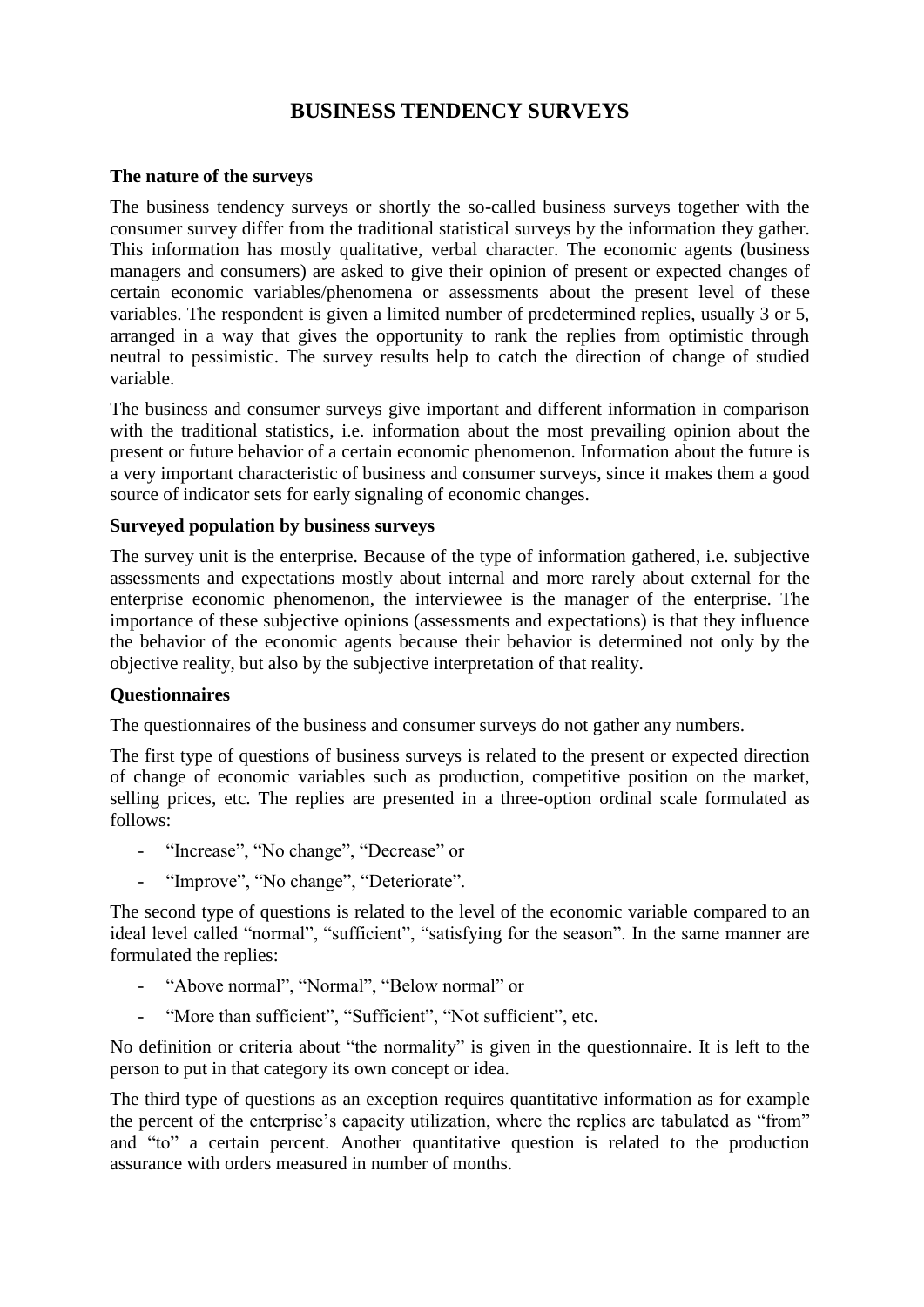# BUSINESS TENDENCY SURVEYS

**The nature of the surveys**

The business tendency surveys or shortly the so-called business surveys together with the consumer survey differ from the traditional statistical surveys by the information they gather. This information has mostly qualitative, verbal character. The economic agents (business managers and consumers) are asked to give their opinion of present or expected changes of certain economic variables/phenomena or assessments about the present level of these variables. The respondent is given a limited number of predetermined replies, usually 3 or 5, arranged in a way that gives the opportunity to rank the replies from optimistic through neutral to pessimistic. The survey results help to catch the direction of change of studied variable.

The business and consumer surveys give important and different information in comparison with the traditional statistics, i.e. information about the most prevailing opinion about the present or future behavior of a certain economic phenomenon. Information about the future is a very important characteristic of business and consumer surveys, since it makes them a good source of indicator sets for early signaling of economic changes.

**Surveyed population by business surveys**

The survey unit is the enterprise. Because of the type of information gathered, i.e. subjective assessments and expectations mostly about internal and more rarely about external for the enterprise economic phenomenon, the interviewee is the manager of the enterprise. The importance of these subjective opinions (assessments and expectations) is that they influence the behavior of the economic agents because their behavior is determined not only by the objective reality, but also by the subjective interpretation of that reality.

**Questionnaires**

The questionnaires of the business and consumer surveys do not gather any numbers.

The first type of questions of business surveys is related to the present or expected direction of change of economic variables such as production, competitive position on the market, selling prices, etc. The replies are presented in a three-option ordinal scale formulated as follows:

- "Increase", "No change", "Decrease" or
- "Improve", "No change", "Deteriorate".

The second type of questions is related to the level of the economic variable compared to an ideal level called "normal", "sufficient", "satisfying for the season". In the same manner are formulated the replies:

- "Above normal", "Normal", "Below normal" or
- "More than sufficient", "Sufficient", "Not sufficient", etc.

No definition or criteria about "the normality" is given in the questionnaire. It is left to the person to put in that category its own concept or idea.

The third type of questions as an exception requires quantitative information as for example the percent of the enterprise's capacity utilization, where the replies are tabulated as "from" and "to" a certain percent. Another quantitative question is related to the production assurance with orders measured in number of months.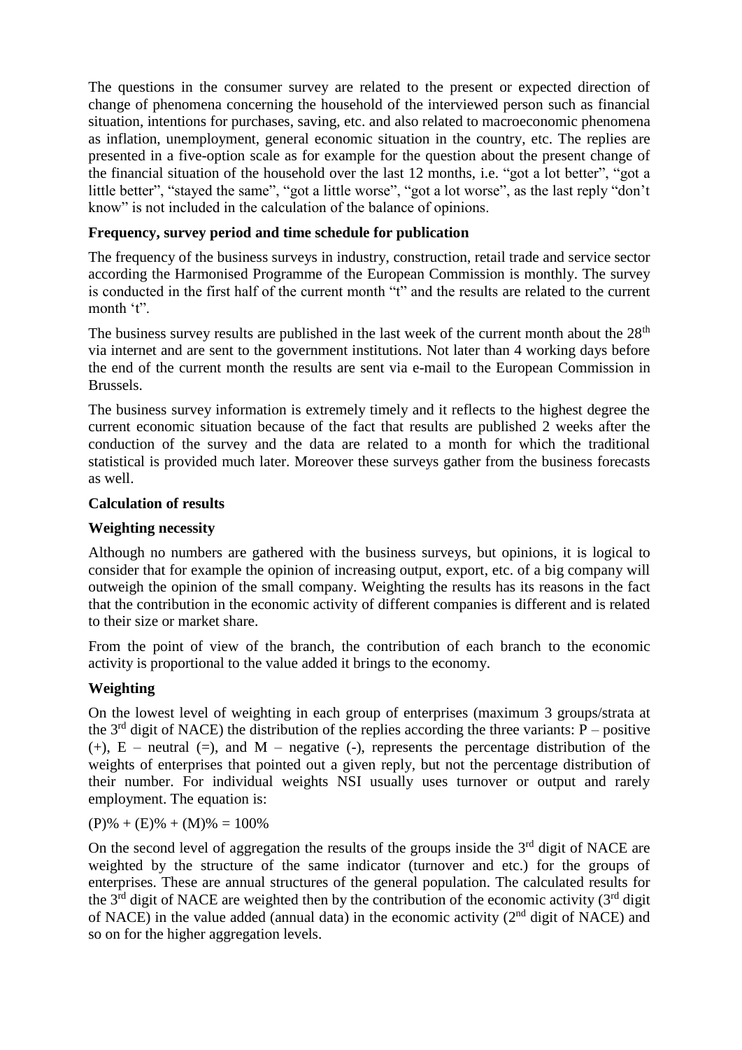The questions in the consumer survey are related to the present or expected direction of change of phenomena concerning the household of the interviewed person such as financial situation, intentions for purchases, saving, etc. and also related to macroeconomic phenomena as inflation, unemployment, general economic situation in the country, etc. The replies are presented in a five-option scale as for example for the question about the present change of the financial situation of the household over the last 12 months, i.e. “got a lot better”, “got a little better”, “stayed the same”, “got a little worse”, “got a lot worse”, as the last reply “don’t know” is not included in the calculation of the balance of opinions.

**Frequency, survey period and time schedule for publication**

The frequency of the business surveys in industry, construction, retail trade and service sector according the Harmonised Programme of the European Commission is monthly. The survey is conducted in the first half of the current month “t” and the results are related to the current month ‘t”.

The business survey results are published in the last week of the current month about the 28th via internet and are sent to the government institutions. Not later than 4 working days before the end of the current month the results are sent via e-mail to the European Commission in Brussels.

The business survey information is extremely timely and it reflects to the highest degree the current economic situation because of the fact that results are published 2 weeks after the conduction of the survey and the data are related to a month for which the traditional statistical is provided much later. Moreover these surveys gather from the business forecasts as well.

**Calculation of results**

**Weighting necessity**

Although no numbers are gathered with the business surveys, but opinions, it is logical to consider that for example the opinion of increasing output, export, etc. of a big company will outweigh the opinion of the small company. Weighting the results has its reasons in the fact that the contribution in the economic activity of different companies is different and is related to their size or market share.

From the point of view of the branch, the contribution of each branch to the economic activity is proportional to the value added it brings to the economy.

**Weighting**

On the lowest level of weighting in each group of enterprises (maximum 3 groups/strata at the 3rd digit of NACE) the distribution of the replies according the three variants: P – positive (+), E – neutral (=), and M – negative (-), represents the percentage distribution of the weights of enterprises that pointed out a given reply, but not the percentage distribution of their number. For individual weights NSI usually uses turnover or output and rarely employment. The equation is:

$(P)\% + (E)\% + (M)\% = 100\%$

On the second level of aggregation the results of the groups inside the 3rd digit of NACE are weighted by the structure of the same indicator (turnover and etc.) for the groups of enterprises. These are annual structures of the general population. The calculated results for the 3rd digit of NACE are weighted then by the contribution of the economic activity (3rd digit of NACE) in the value added (annual data) in the economic activity (2nd digit of NACE) and so on for the higher aggregation levels.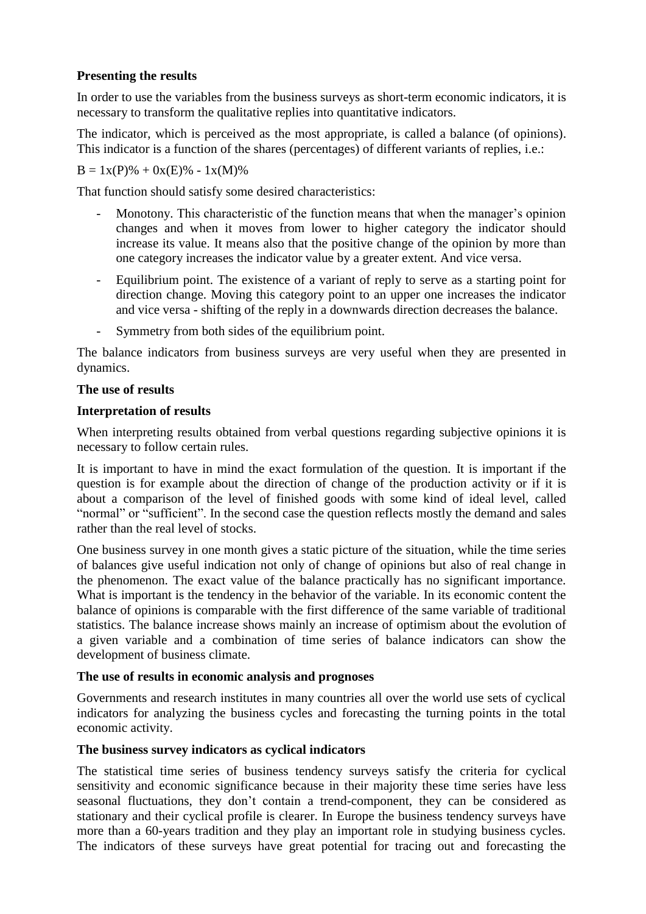**Presenting the results**

In order to use the variables from the business surveys as short-term economic indicators, it is necessary to transform the qualitative replies into quantitative indicators.

The indicator, which is perceived as the most appropriate, is called a balance (of opinions). This indicator is a function of the shares (percentages) of different variants of replies, i.e.:

$B = 1x(P)\% + 0x(E)\% - 1x(M)\%$

That function should satisfy some desired characteristics:

- Monotony. This characteristic of the function means that when the manager's opinion changes and when it moves from lower to higher category the indicator should increase its value. It means also that the positive change of the opinion by more than one category increases the indicator value by a greater extent. And vice versa.
- Equilibrium point. The existence of a variant of reply to serve as a starting point for direction change. Moving this category point to an upper one increases the indicator and vice versa - shifting of the reply in a downwards direction decreases the balance.
- Symmetry from both sides of the equilibrium point.

The balance indicators from business surveys are very useful when they are presented in dynamics.

**The use of results**

**Interpretation of results**

When interpreting results obtained from verbal questions regarding subjective opinions it is necessary to follow certain rules.

It is important to have in mind the exact formulation of the question. It is important if the question is for example about the direction of change of the production activity or if it is about a comparison of the level of finished goods with some kind of ideal level, called "normal" or "sufficient". In the second case the question reflects mostly the demand and sales rather than the real level of stocks.

One business survey in one month gives a static picture of the situation, while the time series of balances give useful indication not only of change of opinions but also of real change in the phenomenon. The exact value of the balance practically has no significant importance. What is important is the tendency in the behavior of the variable. In its economic content the balance of opinions is comparable with the first difference of the same variable of traditional statistics. The balance increase shows mainly an increase of optimism about the evolution of a given variable and a combination of time series of balance indicators can show the development of business climate.

**The use of results in economic analysis and prognoses**

Governments and research institutes in many countries all over the world use sets of cyclical indicators for analyzing the business cycles and forecasting the turning points in the total economic activity.

**The business survey indicators as cyclical indicators**

The statistical time series of business tendency surveys satisfy the criteria for cyclical sensitivity and economic significance because in their majority these time series have less seasonal fluctuations, they don't contain a trend-component, they can be considered as stationary and their cyclical profile is clearer. In Europe the business tendency surveys have more than a 60-years tradition and they play an important role in studying business cycles. The indicators of these surveys have great potential for tracing out and forecasting the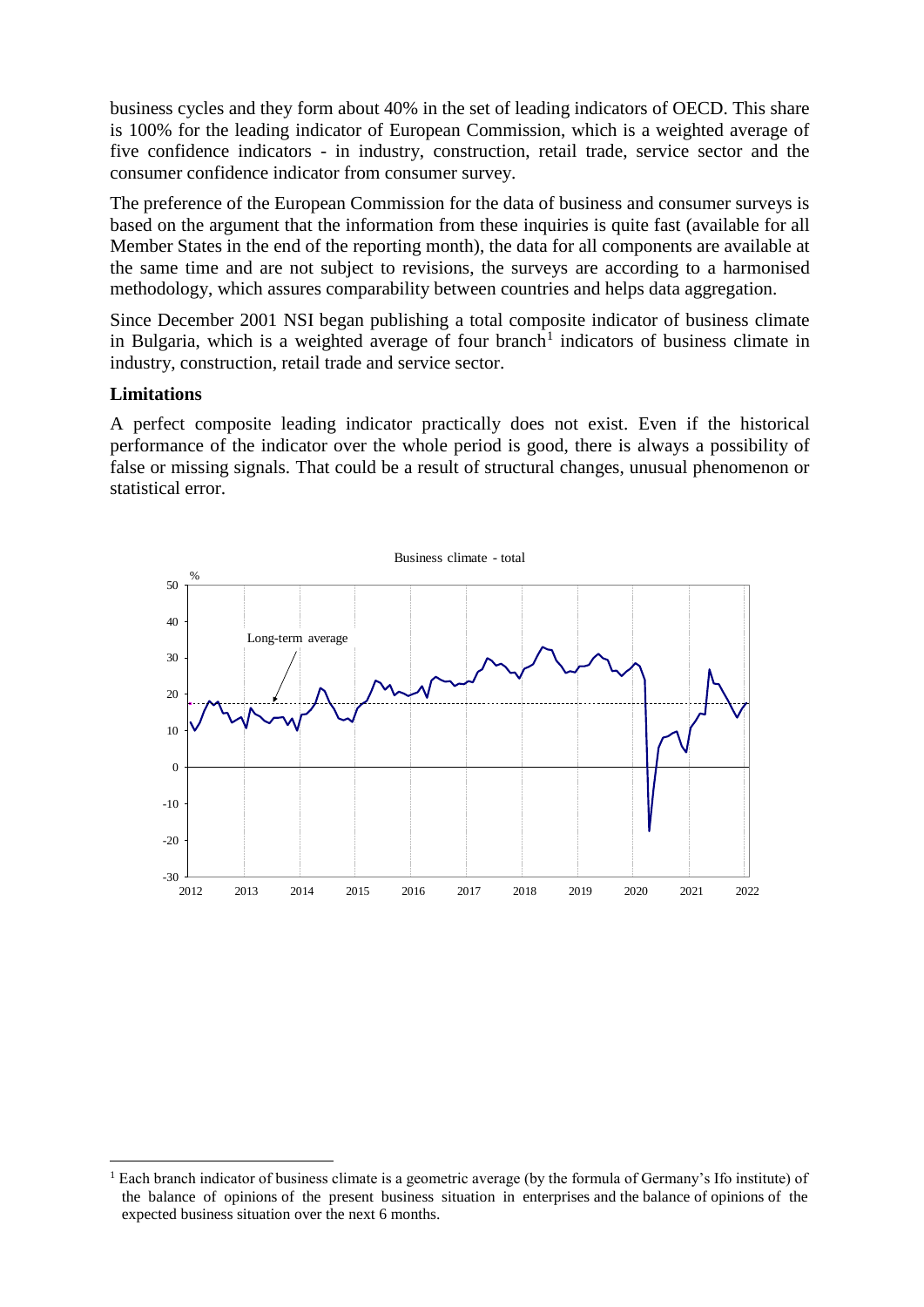business cycles and they form about 40% in the set of leading indicators of OECD. This share is 100% for the leading indicator of European Commission, which is a weighted average of five confidence indicators - in industry, construction, retail trade, service sector and the consumer confidence indicator from consumer survey.

The preference of the European Commission for the data of business and consumer surveys is based on the argument that the information from these inquiries is quite fast (available for all Member States in the end of the reporting month), the data for all components are available at the same time and are not subject to revisions, the surveys are according to a harmonised methodology, which assures comparability between countries and helps data aggregation.

Since December 2001 NSI began publishing a total composite indicator of business climate in Bulgaria, which is a weighted average of four branch[1] indicators of business climate in industry, construction, retail trade and service sector.

**Limitations**

A perfect composite leading indicator practically does not exist. Even if the historical performance of the indicator over the whole period is good, there is always a possibility of false or missing signals. That could be a result of structural changes, unusual phenomenon or statistical error.

Business climate - total

%

50
40
30
20
10
0
-10
-20
-30

Long-term average

2012 2013 2014 2015 2016 2017 2018 2019 2020 2021 2022

[1] Each branch indicator of business climate is a geometric average (by the formula of Germany's Ifo institute) of the balance of opinions of the present business situation in enterprises and the balance of opinions of the expected business situation over the next 6 months.